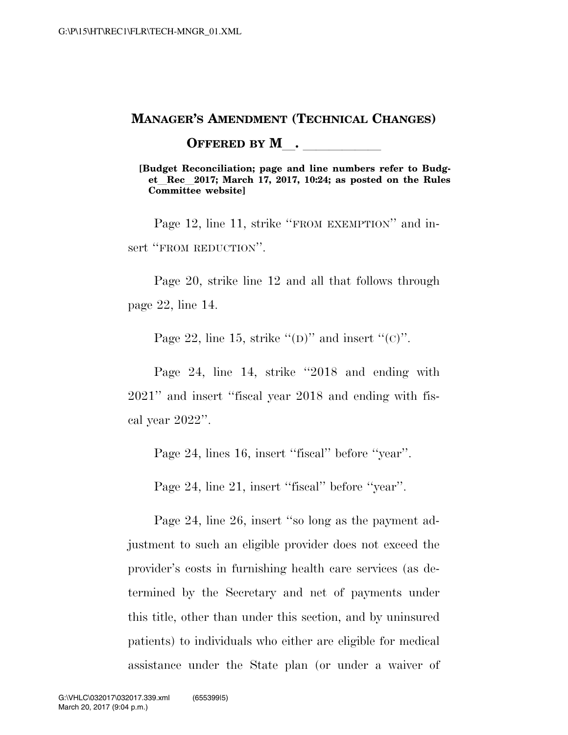## MANAGER'S AMENDMENT (TECHNICAL CHANGES)

### OFFERED BY M\_\_. \_\_\_\_\_\_\_\_\_\_\_

**[Budget Reconciliation; page and line numbers refer to Budget\_\_Rec\_\_2017; March 17, 2017, 10:24; as posted on the Rules Committee website]**

Page 12, line 11, strike ''FROM EXEMPTION'' and insert ''FROM REDUCTION''.

Page 20, strike line 12 and all that follows through page 22, line 14.

Page 22, line 15, strike ''(D)'' and insert ''(C)''.

Page 24, line 14, strike ''2018 and ending with 2021'' and insert ''fiscal year 2018 and ending with fiscal year 2022''.

Page 24, lines 16, insert ''fiscal'' before ''year''.

Page 24, line 21, insert ''fiscal'' before ''year''.

Page 24, line 26, insert ''so long as the payment adjustment to such an eligible provider does not exceed the provider's costs in furnishing health care services (as determined by the Secretary and net of payments under this title, other than under this section, and by uninsured patients) to individuals who either are eligible for medical assistance under the State plan (or under a waiver of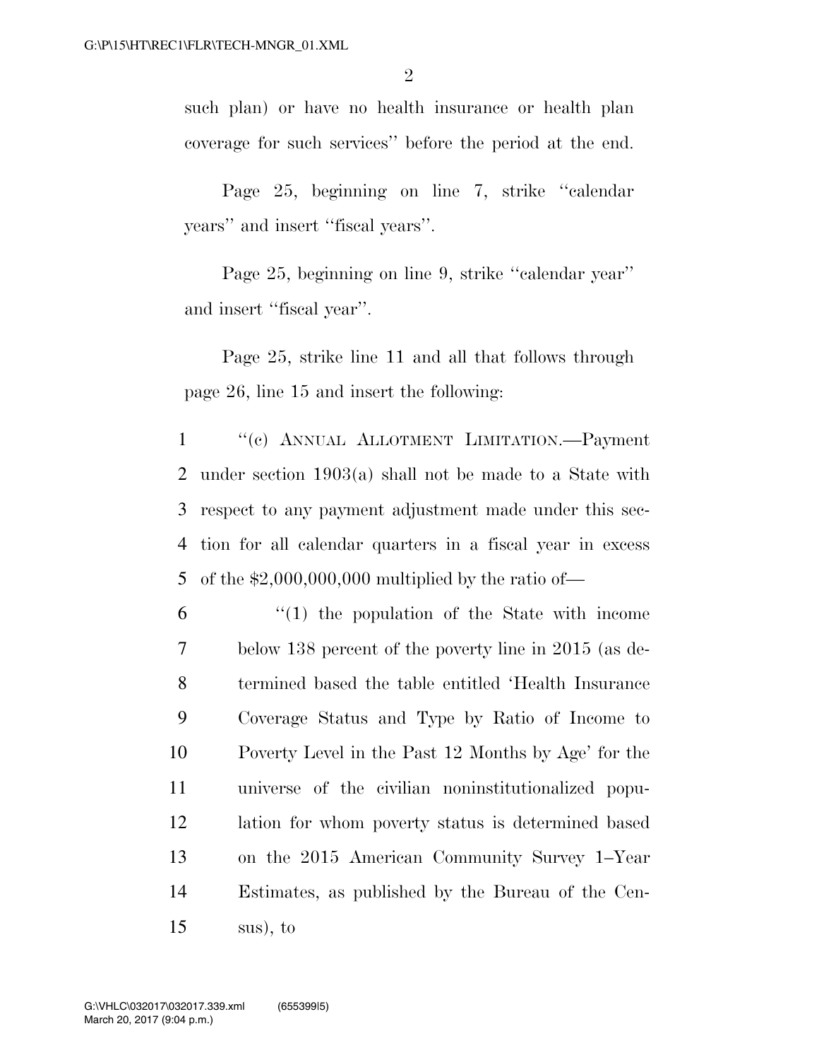such plan) or have no health insurance or health plan coverage for such services'' before the period at the end.

Page 25, beginning on line 7, strike ''calendar years'' and insert ''fiscal years''.

Page 25, beginning on line 9, strike ''calendar year'' and insert ''fiscal year''.

Page 25, strike line 11 and all that follows through page 26, line 15 and insert the following:

1 ''(c) ANNUAL ALLOTMENT LIMITATION.—Payment
2 under section 1903(a) shall not be made to a State with
3 respect to any payment adjustment made under this sec-
4 tion for all calendar quarters in a fiscal year in excess
5 of the $2,000,000,000 multiplied by the ratio of—

6 ''(1) the population of the State with income
7 below 138 percent of the poverty line in 2015 (as de-
8 termined based the table entitled 'Health Insurance
9 Coverage Status and Type by Ratio of Income to
10 Poverty Level in the Past 12 Months by Age' for the
11 universe of the civilian noninstitutionalized popu-
12 lation for whom poverty status is determined based
13 on the 2015 American Community Survey 1–Year
14 Estimates, as published by the Bureau of the Cen-
15 sus), to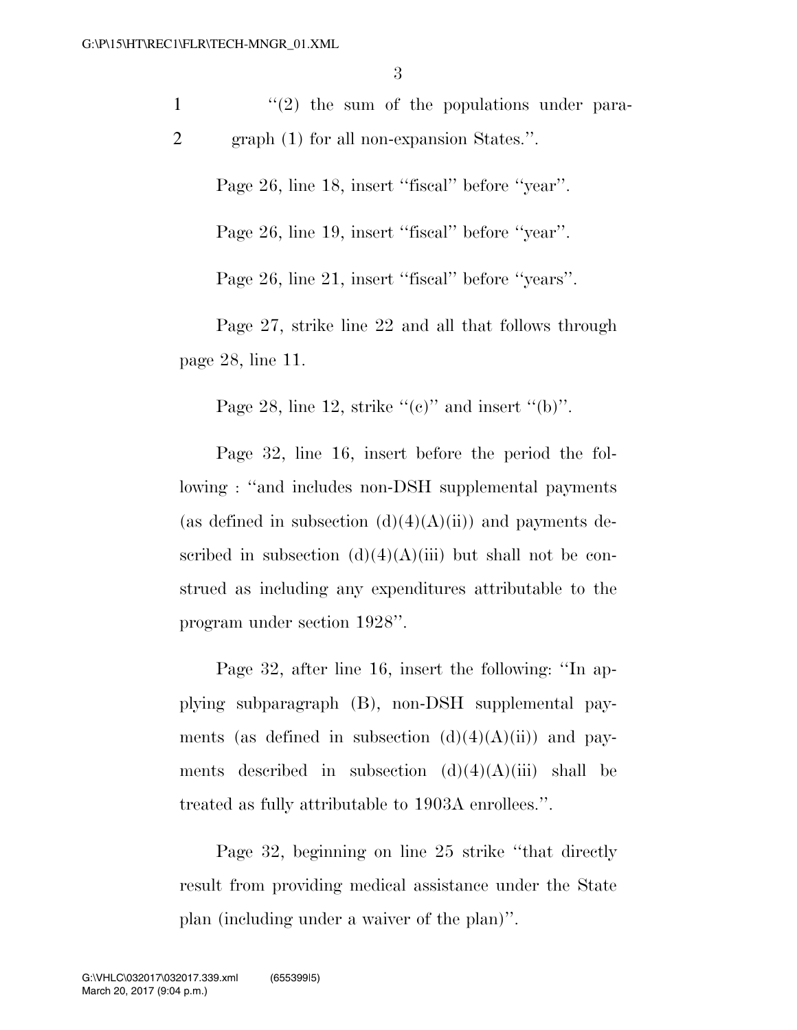"(2) the sum of the populations under paragraph (1) for all non-expansion States.".

Page 26, line 18, insert "fiscal" before "year".

Page 26, line 19, insert "fiscal" before "year".

Page 26, line 21, insert "fiscal" before "years".

Page 27, strike line 22 and all that follows through page 28, line 11.

Page 28, line 12, strike "(c)" and insert "(b)".

Page 32, line 16, insert before the period the following : "and includes non-DSH supplemental payments (as defined in subsection (d)(4)(A)(ii)) and payments described in subsection (d)(4)(A)(iii) but shall not be construed as including any expenditures attributable to the program under section 1928".

Page 32, after line 16, insert the following: "In applying subparagraph (B), non-DSH supplemental payments (as defined in subsection (d)(4)(A)(ii)) and payments described in subsection (d)(4)(A)(iii) shall be treated as fully attributable to 1903A enrollees.".

Page 32, beginning on line 25 strike "that directly result from providing medical assistance under the State plan (including under a waiver of the plan)".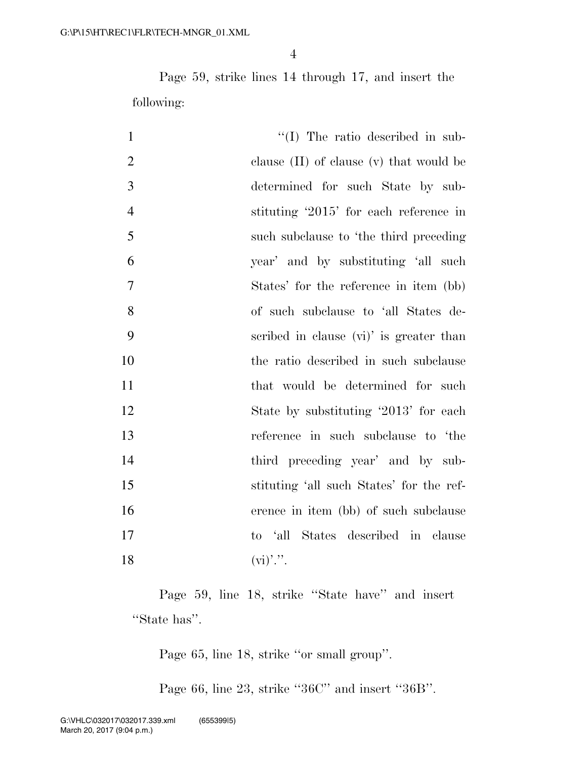Page 59, strike lines 14 through 17, and insert the following:

''(I) The ratio described in subclause (II) of clause (v) that would be determined for such State by substituting '2015' for each reference in such subclause to 'the third preceding year' and by substituting 'all such States' for the reference in item (bb) of such subclause to 'all States described in clause (vi)' is greater than the ratio described in such subclause that would be determined for such State by substituting '2013' for each reference in such subclause to 'the third preceding year' and by substituting 'all such States' for the reference in item (bb) of such subclause to 'all States described in clause (vi)'.''.

Page 59, line 18, strike ''State have'' and insert ''State has''.

Page 65, line 18, strike ''or small group''.

Page 66, line 23, strike ''36C'' and insert ''36B''.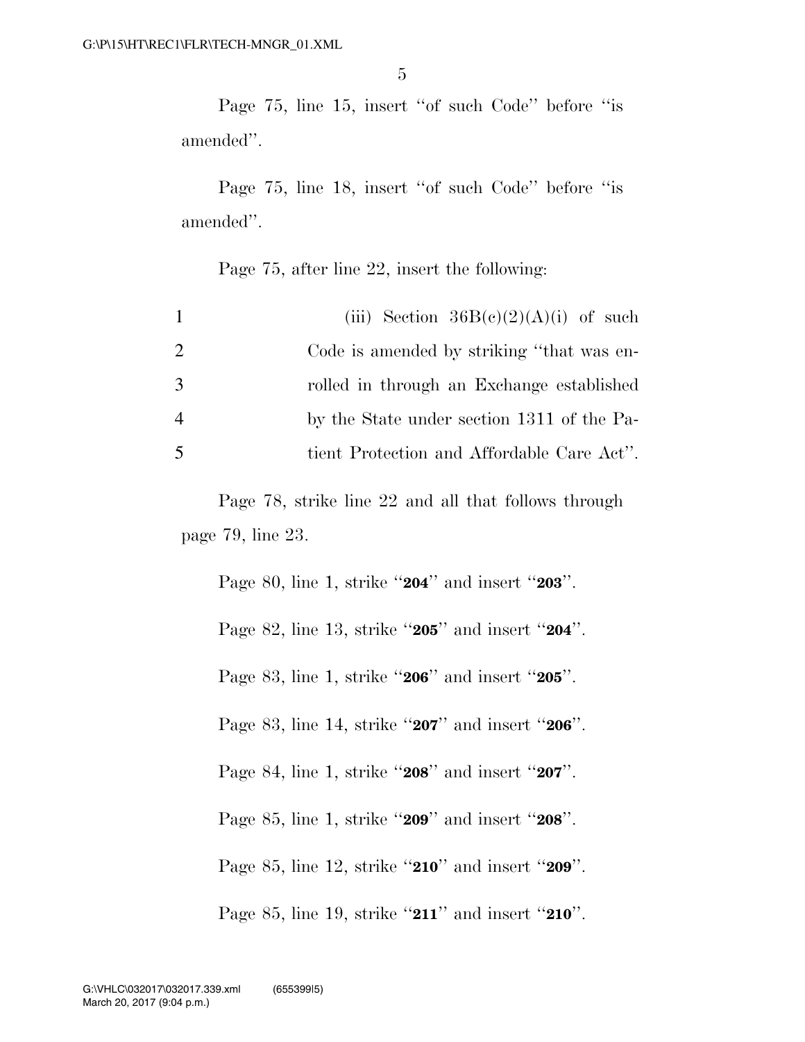Page 75, line 15, insert ''of such Code'' before ''is amended''.

Page 75, line 18, insert ''of such Code'' before ''is amended''.

Page 75, after line 22, insert the following:

1 (iii) Section 36B(c)(2)(A)(i) of such
2 Code is amended by striking ''that was en-
3 rolled in through an Exchange established
4 by the State under section 1311 of the Pa-
5 tient Protection and Affordable Care Act''.

Page 78, strike line 22 and all that follows through page 79, line 23.

Page 80, line 1, strike ''**204**'' and insert ''**203**''.

Page 82, line 13, strike ''**205**'' and insert ''**204**''.

Page 83, line 1, strike ''**206**'' and insert ''**205**''.

Page 83, line 14, strike ''**207**'' and insert ''**206**''.

Page 84, line 1, strike ''**208**'' and insert ''**207**''.

Page 85, line 1, strike ''**209**'' and insert ''**208**''.

Page 85, line 12, strike ''**210**'' and insert ''**209**''.

Page 85, line 19, strike ''**211**'' and insert ''**210**''.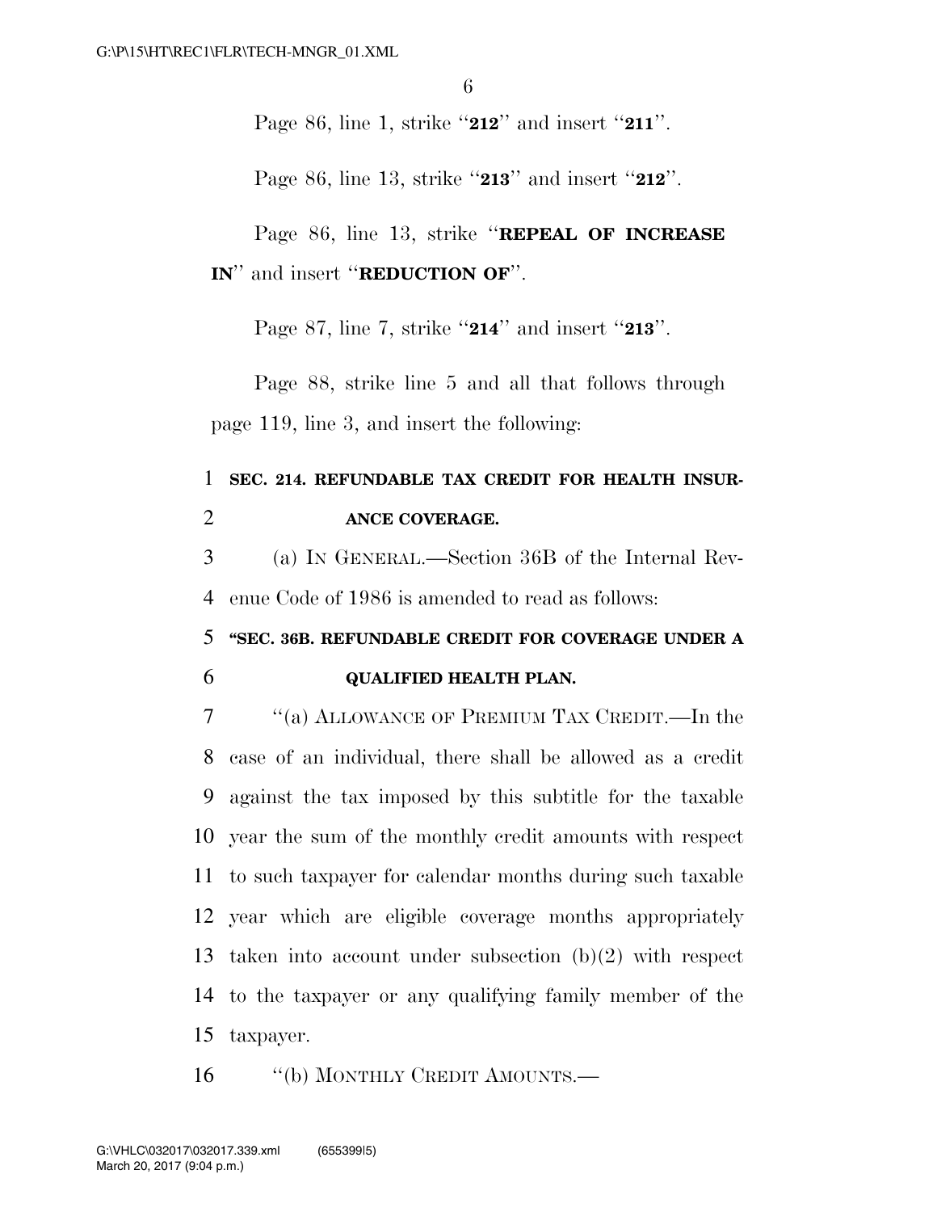Page 86, line 1, strike ‘‘**212**’’ and insert ‘‘**211**’’.

Page 86, line 13, strike ‘‘**213**’’ and insert ‘‘**212**’’.

Page 86, line 13, strike ‘‘**REPEAL OF INCREASE IN**’’ and insert ‘‘**REDUCTION OF**’’.

Page 87, line 7, strike ‘‘**214**’’ and insert ‘‘**213**’’.

Page 88, strike line 5 and all that follows through page 119, line 3, and insert the following:

1 **SEC. 214. REFUNDABLE TAX CREDIT FOR HEALTH INSUR-**
2 **ANCE COVERAGE.**

3 (a) IN GENERAL.—Section 36B of the Internal Rev-
4 enue Code of 1986 is amended to read as follows:

5 **‘‘SEC. 36B. REFUNDABLE CREDIT FOR COVERAGE UNDER A**
6 **QUALIFIED HEALTH PLAN.**

7 ‘‘(a) ALLOWANCE OF PREMIUM TAX CREDIT.—In the
8 case of an individual, there shall be allowed as a credit
9 against the tax imposed by this subtitle for the taxable
10 year the sum of the monthly credit amounts with respect
11 to such taxpayer for calendar months during such taxable
12 year which are eligible coverage months appropriately
13 taken into account under subsection (b)(2) with respect
14 to the taxpayer or any qualifying family member of the
15 taxpayer.

16 ‘‘(b) MONTHLY CREDIT AMOUNTS.—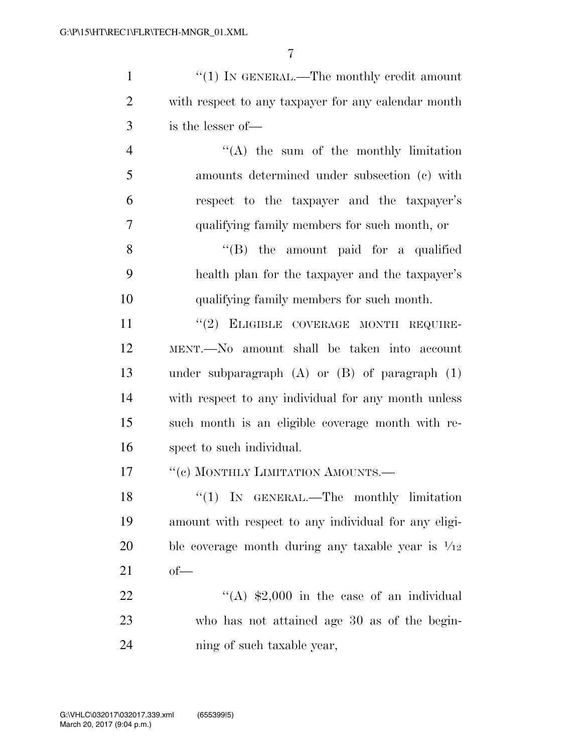"(1) IN GENERAL.—The monthly credit amount with respect to any taxpayer for any calendar month is the lesser of—

"(A) the sum of the monthly limitation amounts determined under subsection (c) with respect to the taxpayer and the taxpayer's qualifying family members for such month, or

"(B) the amount paid for a qualified health plan for the taxpayer and the taxpayer's qualifying family members for such month.

"(2) ELIGIBLE COVERAGE MONTH REQUIREMENT.—No amount shall be taken into account under subparagraph (A) or (B) of paragraph (1) with respect to any individual for any month unless such month is an eligible coverage month with respect to such individual.

"(c) MONTHLY LIMITATION AMOUNTS.—

"(1) IN GENERAL.—The monthly limitation amount with respect to any individual for any eligible coverage month during any taxable year is $1/12$ of—

"(A) $2,000 in the case of an individual who has not attained age 30 as of the beginning of such taxable year,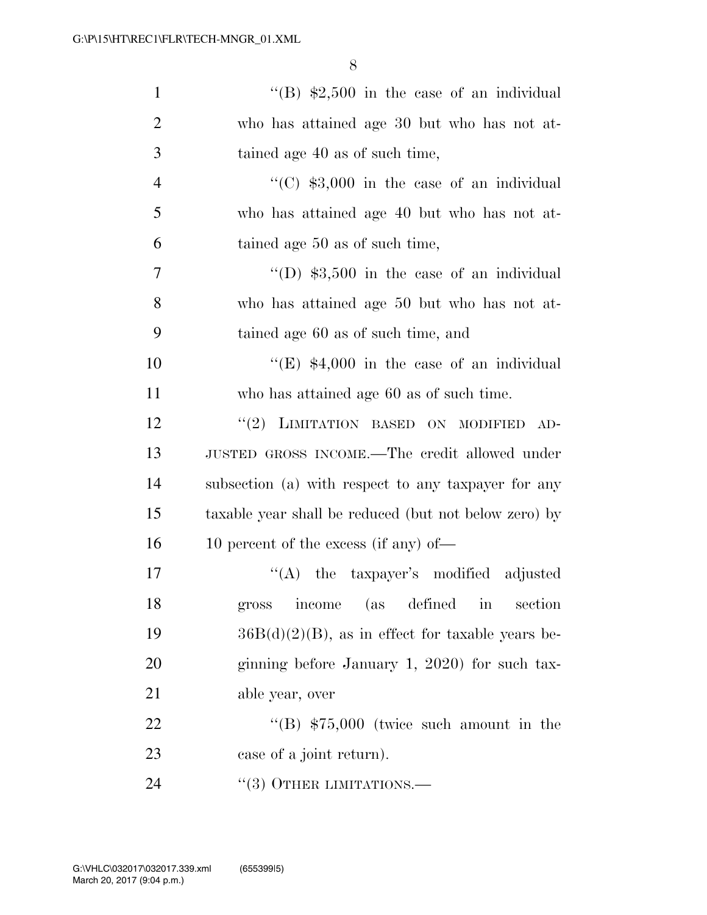"(B) $2,500 in the case of an individual who has attained age 30 but who has not attained age 40 as of such time,

"(C) $3,000 in the case of an individual who has attained age 40 but who has not attained age 50 as of such time,

"(D) $3,500 in the case of an individual who has attained age 50 but who has not attained age 60 as of such time, and

"(E) $4,000 in the case of an individual who has attained age 60 as of such time.

"(2) LIMITATION BASED ON MODIFIED ADJUSTED GROSS INCOME.—The credit allowed under subsection (a) with respect to any taxpayer for any taxable year shall be reduced (but not below zero) by 10 percent of the excess (if any) of—

"(A) the taxpayer's modified adjusted gross income (as defined in section 36B(d)(2)(B), as in effect for taxable years beginning before January 1, 2020) for such taxable year, over

"(B) $75,000 (twice such amount in the case of a joint return).

"(3) OTHER LIMITATIONS.—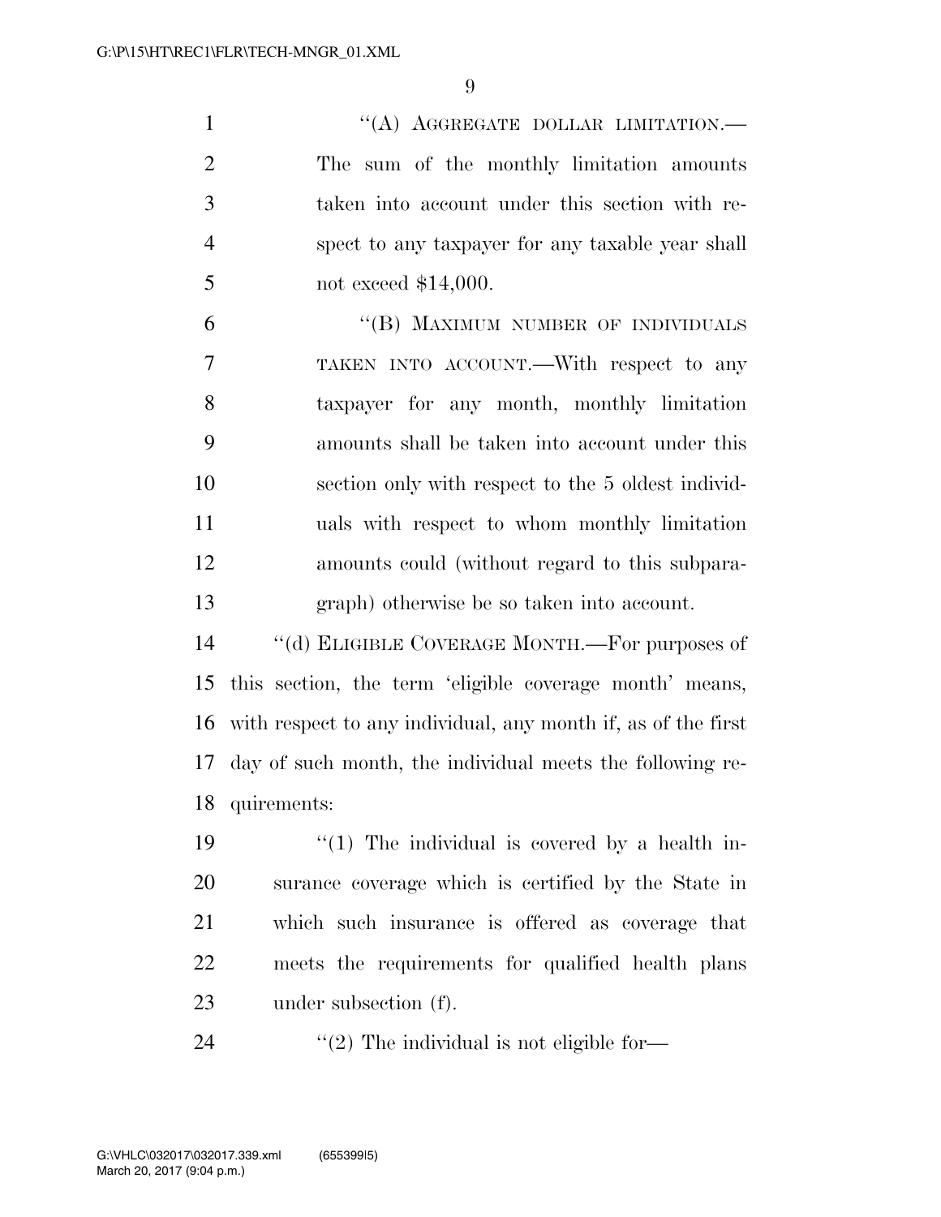"(A) AGGREGATE DOLLAR LIMITATION.—The sum of the monthly limitation amounts taken into account under this section with respect to any taxpayer for any taxable year shall not exceed $14,000.

"(B) MAXIMUM NUMBER OF INDIVIDUALS TAKEN INTO ACCOUNT.—With respect to any taxpayer for any month, monthly limitation amounts shall be taken into account under this section only with respect to the 5 oldest individuals with respect to whom monthly limitation amounts could (without regard to this subparagraph) otherwise be so taken into account.

"(d) ELIGIBLE COVERAGE MONTH.—For purposes of this section, the term 'eligible coverage month' means, with respect to any individual, any month if, as of the first day of such month, the individual meets the following requirements:

"(1) The individual is covered by a health insurance coverage which is certified by the State in which such insurance is offered as coverage that meets the requirements for qualified health plans under subsection (f).

"(2) The individual is not eligible for—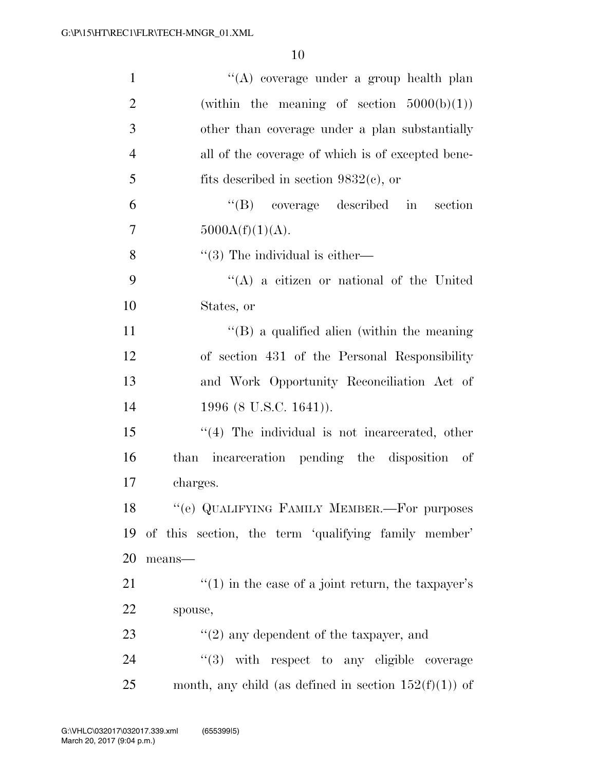"(A) coverage under a group health plan (within the meaning of section 5000(b)(1)) other than coverage under a plan substantially all of the coverage of which is of excepted benefits described in section 9832(c), or

"(B) coverage described in section 5000A(f)(1)(A).

"(3) The individual is either—

"(A) a citizen or national of the United States, or

"(B) a qualified alien (within the meaning of section 431 of the Personal Responsibility and Work Opportunity Reconciliation Act of 1996 (8 U.S.C. 1641)).

"(4) The individual is not incarcerated, other than incarceration pending the disposition of charges.

"(e) QUALIFYING FAMILY MEMBER.—For purposes of this section, the term 'qualifying family member' means—

"(1) in the case of a joint return, the taxpayer's spouse,

"(2) any dependent of the taxpayer, and

"(3) with respect to any eligible coverage month, any child (as defined in section 152(f)(1)) of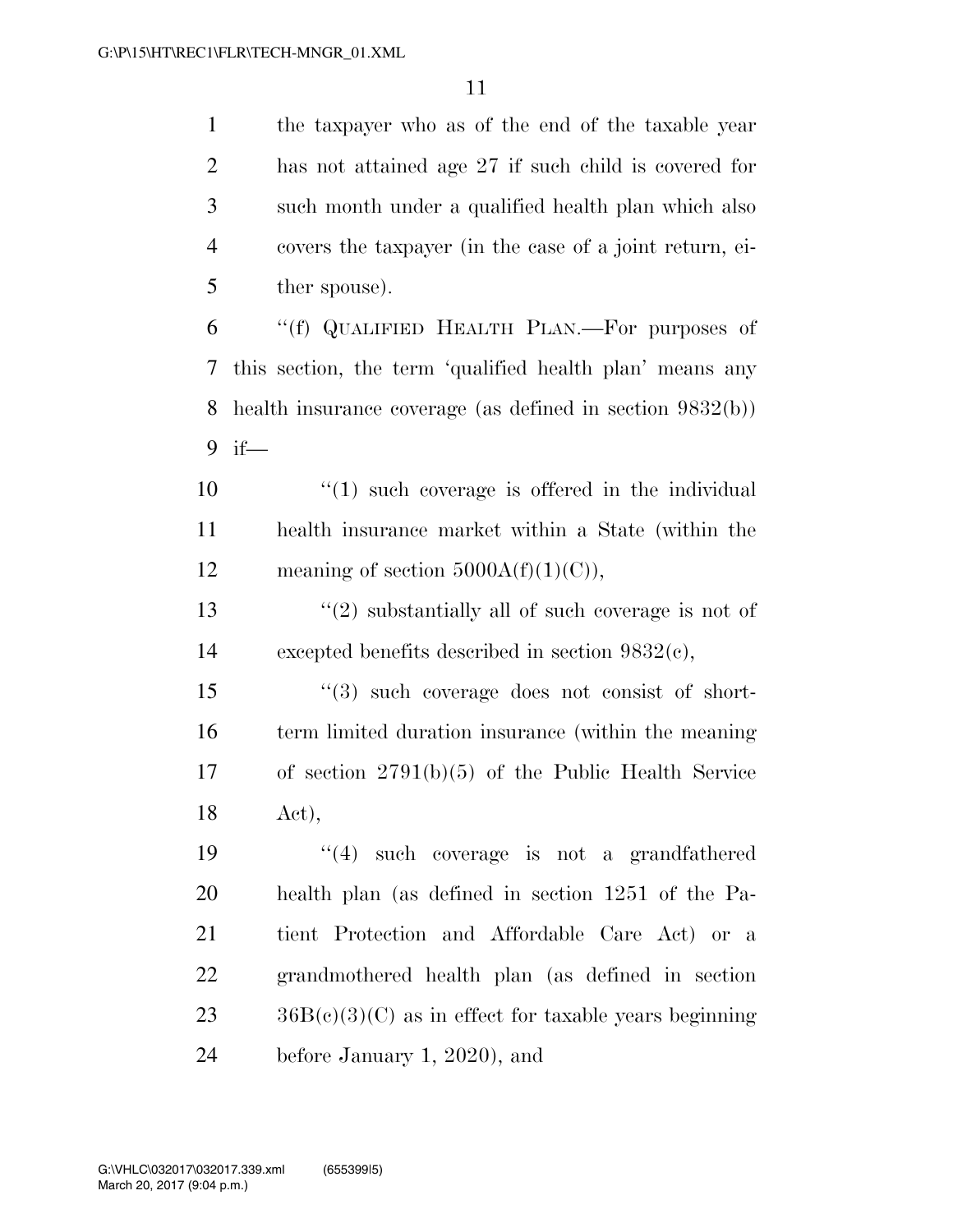the taxpayer who as of the end of the taxable year has not attained age 27 if such child is covered for such month under a qualified health plan which also covers the taxpayer (in the case of a joint return, either spouse).

''(f) QUALIFIED HEALTH PLAN.—For purposes of this section, the term 'qualified health plan' means any health insurance coverage (as defined in section 9832(b)) if—

''(1) such coverage is offered in the individual health insurance market within a State (within the meaning of section 5000A(f)(1)(C)),

''(2) substantially all of such coverage is not of excepted benefits described in section 9832(c),

''(3) such coverage does not consist of short-term limited duration insurance (within the meaning of section 2791(b)(5) of the Public Health Service Act),

''(4) such coverage is not a grandfathered health plan (as defined in section 1251 of the Patient Protection and Affordable Care Act) or a grandmothered health plan (as defined in section 36B(c)(3)(C) as in effect for taxable years beginning before January 1, 2020), and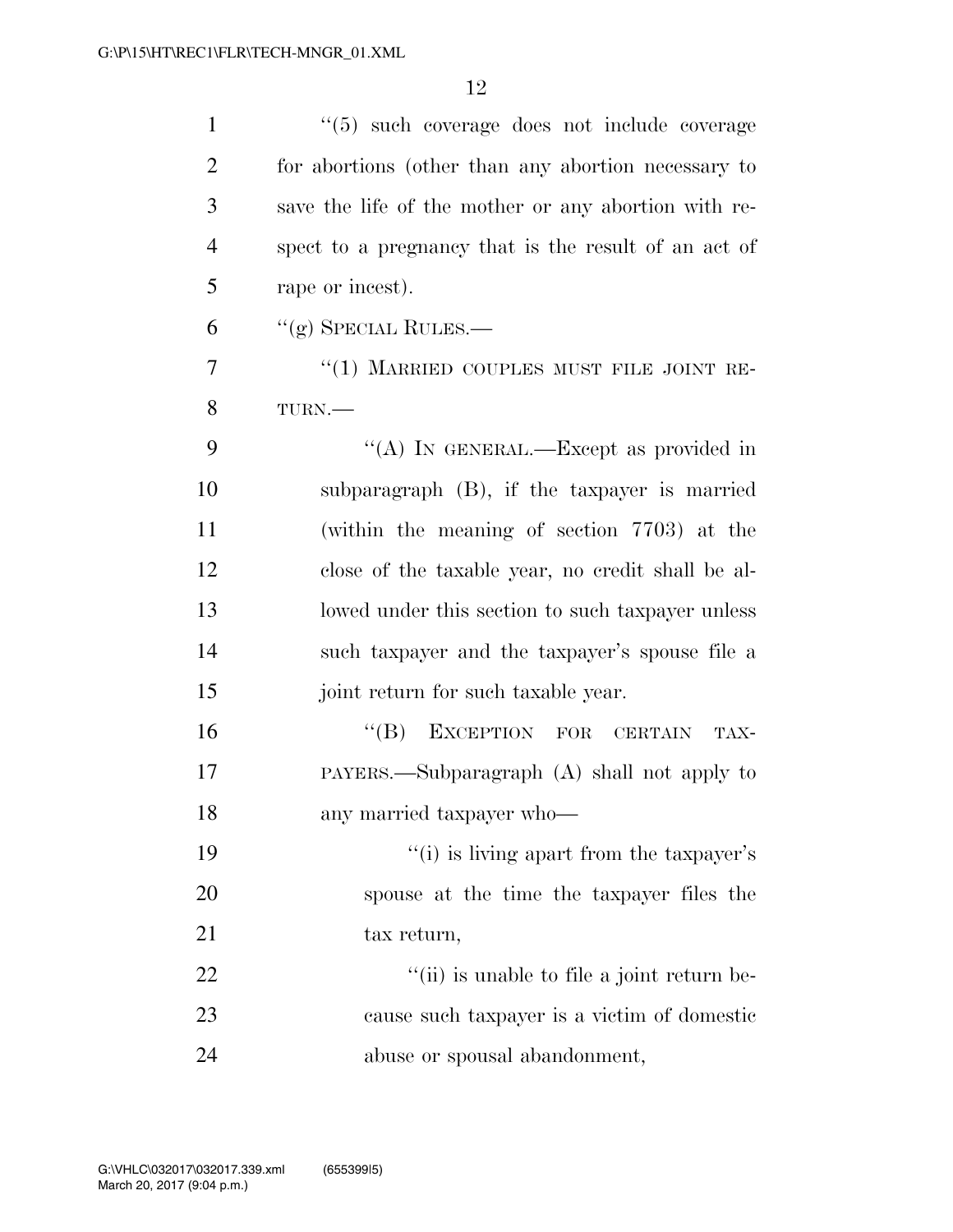''(5) such coverage does not include coverage for abortions (other than any abortion necessary to save the life of the mother or any abortion with respect to a pregnancy that is the result of an act of rape or incest).

''(g) SPECIAL RULES.—

''(1) MARRIED COUPLES MUST FILE JOINT RETURN.—

''(A) IN GENERAL.—Except as provided in subparagraph (B), if the taxpayer is married (within the meaning of section 7703) at the close of the taxable year, no credit shall be allowed under this section to such taxpayer unless such taxpayer and the taxpayer's spouse file a joint return for such taxable year.

''(B) EXCEPTION FOR CERTAIN TAXPAYERS.—Subparagraph (A) shall not apply to any married taxpayer who—

''(i) is living apart from the taxpayer's spouse at the time the taxpayer files the tax return,

''(ii) is unable to file a joint return because such taxpayer is a victim of domestic abuse or spousal abandonment,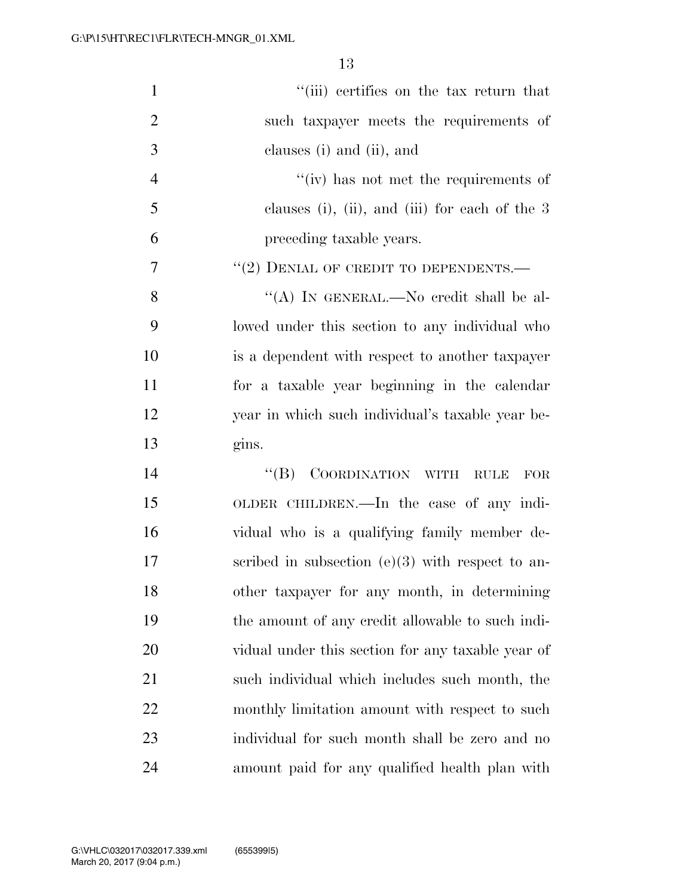''(iii) certifies on the tax return that such taxpayer meets the requirements of clauses (i) and (ii), and

''(iv) has not met the requirements of clauses (i), (ii), and (iii) for each of the 3 preceding taxable years.

''(2) DENIAL OF CREDIT TO DEPENDENTS.—

''(A) IN GENERAL.—No credit shall be allowed under this section to any individual who is a dependent with respect to another taxpayer for a taxable year beginning in the calendar year in which such individual's taxable year begins.

''(B) COORDINATION WITH RULE FOR OLDER CHILDREN.—In the case of any individual who is a qualifying family member described in subsection (e)(3) with respect to another taxpayer for any month, in determining the amount of any credit allowable to such individual under this section for any taxable year of such individual which includes such month, the monthly limitation amount with respect to such individual for such month shall be zero and no amount paid for any qualified health plan with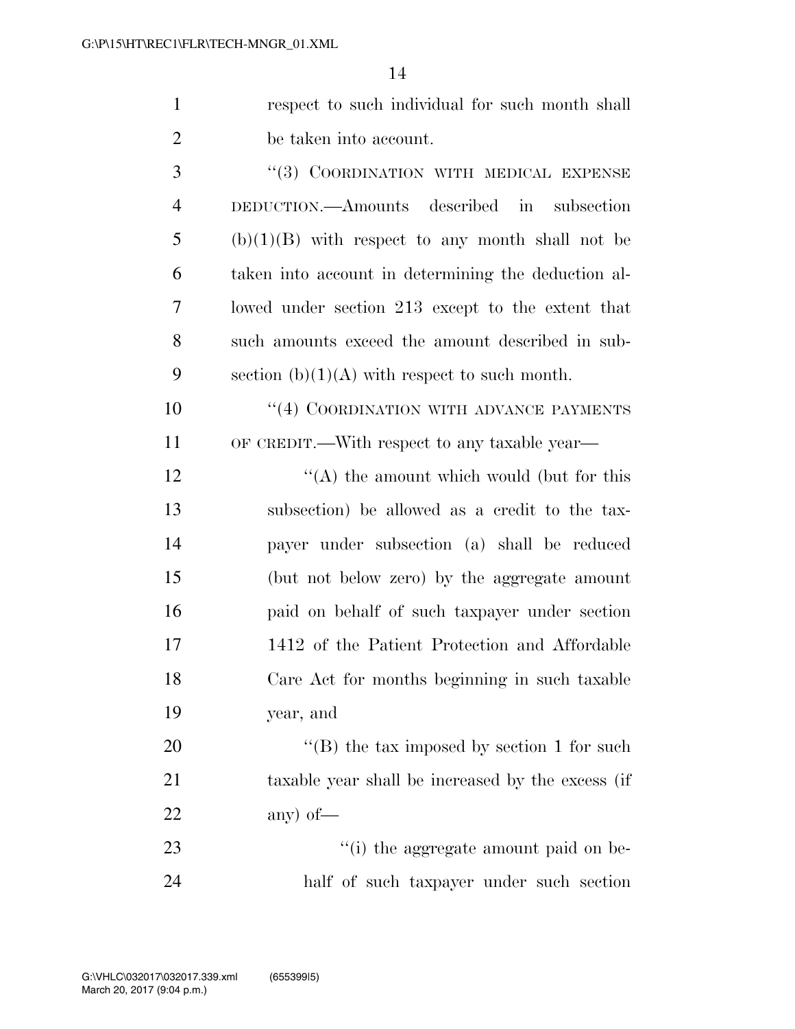respect to such individual for such month shall be taken into account.

"(3) COORDINATION WITH MEDICAL EXPENSE DEDUCTION.—Amounts described in subsection (b)(1)(B) with respect to any month shall not be taken into account in determining the deduction allowed under section 213 except to the extent that such amounts exceed the amount described in subsection (b)(1)(A) with respect to such month.

"(4) COORDINATION WITH ADVANCE PAYMENTS OF CREDIT.—With respect to any taxable year—

"(A) the amount which would (but for this subsection) be allowed as a credit to the taxpayer under subsection (a) shall be reduced (but not below zero) by the aggregate amount paid on behalf of such taxpayer under section 1412 of the Patient Protection and Affordable Care Act for months beginning in such taxable year, and

"(B) the tax imposed by section 1 for such taxable year shall be increased by the excess (if any) of—

"(i) the aggregate amount paid on behalf of such taxpayer under such section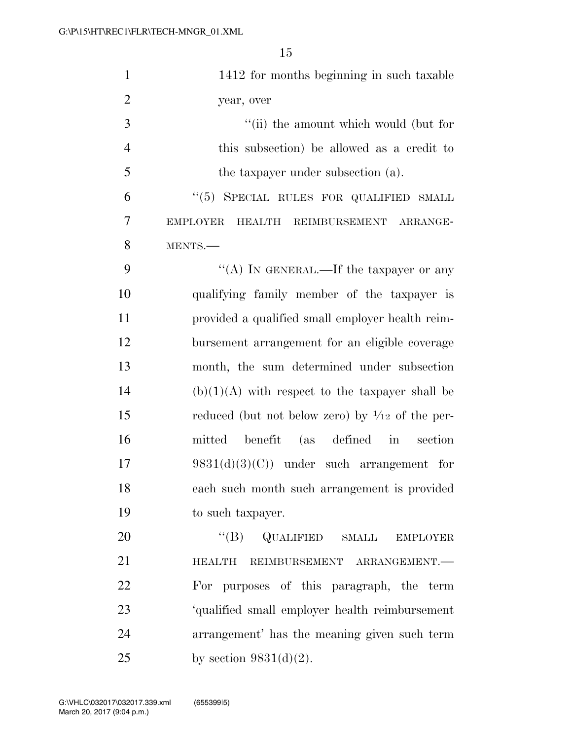1412 for months beginning in such taxable year, over

"(ii) the amount which would (but for this subsection) be allowed as a credit to the taxpayer under subsection (a).

"(5) SPECIAL RULES FOR QUALIFIED SMALL EMPLOYER HEALTH REIMBURSEMENT ARRANGEMENTS.—

"(A) IN GENERAL.—If the taxpayer or any qualifying family member of the taxpayer is provided a qualified small employer health reimbursement arrangement for an eligible coverage month, the sum determined under subsection (b)(1)(A) with respect to the taxpayer shall be reduced (but not below zero) by 1/12 of the permitted benefit (as defined in section 9831(d)(3)(C)) under such arrangement for each such month such arrangement is provided to such taxpayer.

"(B) QUALIFIED SMALL EMPLOYER HEALTH REIMBURSEMENT ARRANGEMENT.— For purposes of this paragraph, the term 'qualified small employer health reimbursement arrangement' has the meaning given such term by section 9831(d)(2).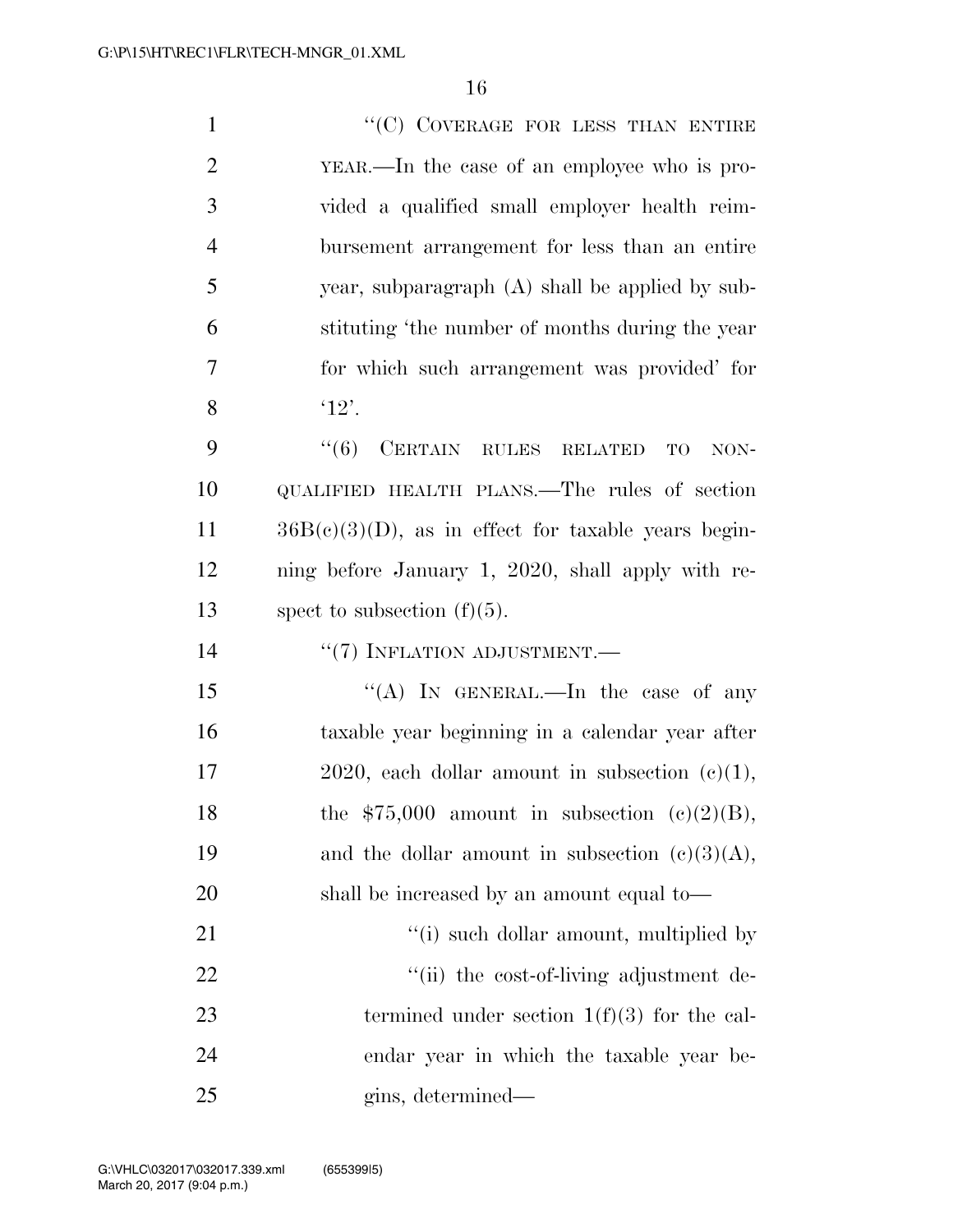"(C) COVERAGE FOR LESS THAN ENTIRE YEAR.—In the case of an employee who is provided a qualified small employer health reimbursement arrangement for less than an entire year, subparagraph (A) shall be applied by substituting 'the number of months during the year for which such arrangement was provided' for '12'.

"(6) CERTAIN RULES RELATED TO NON-QUALIFIED HEALTH PLANS.—The rules of section 36B(c)(3)(D), as in effect for taxable years beginning before January 1, 2020, shall apply with respect to subsection (f)(5).

"(7) INFLATION ADJUSTMENT.—

"(A) IN GENERAL.—In the case of any taxable year beginning in a calendar year after 2020, each dollar amount in subsection (c)(1), the $75,000 amount in subsection (c)(2)(B), and the dollar amount in subsection (c)(3)(A), shall be increased by an amount equal to—

"(i) such dollar amount, multiplied by

"(ii) the cost-of-living adjustment determined under section 1(f)(3) for the calendar year in which the taxable year begins, determined—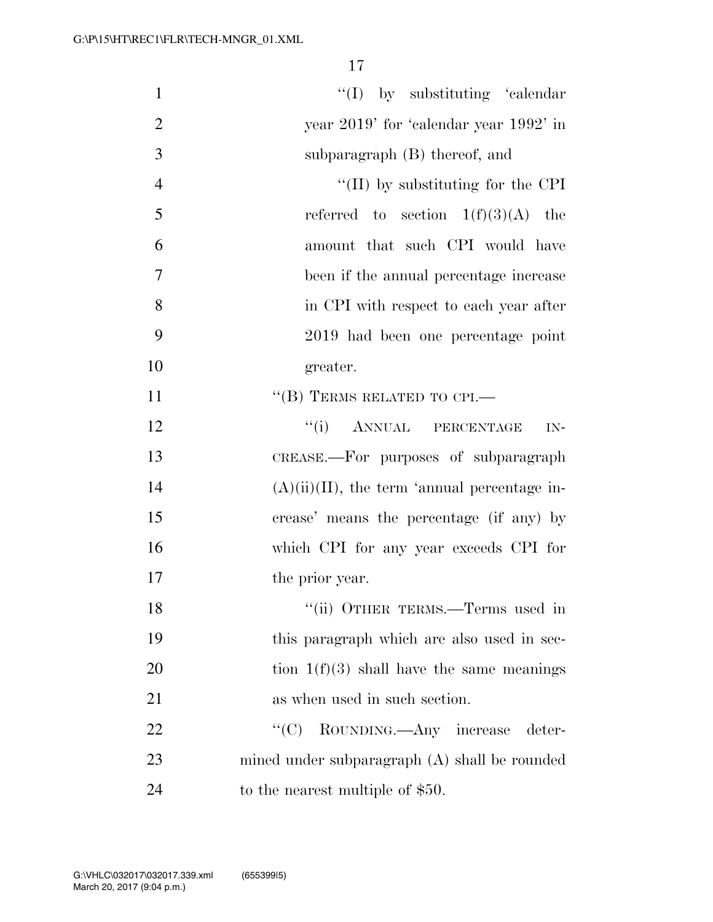''(I) by substituting 'calendar year 2019' for 'calendar year 1992' in subparagraph (B) thereof, and

''(II) by substituting for the CPI referred to section 1(f)(3)(A) the amount that such CPI would have been if the annual percentage increase in CPI with respect to each year after 2019 had been one percentage point greater.

''(B) TERMS RELATED TO CPI.—

''(i) ANNUAL PERCENTAGE INCREASE.—For purposes of subparagraph (A)(ii)(II), the term 'annual percentage increase' means the percentage (if any) by which CPI for any year exceeds CPI for the prior year.

''(ii) OTHER TERMS.—Terms used in this paragraph which are also used in section 1(f)(3) shall have the same meanings as when used in such section.

''(C) ROUNDING.—Any increase determined under subparagraph (A) shall be rounded to the nearest multiple of $50.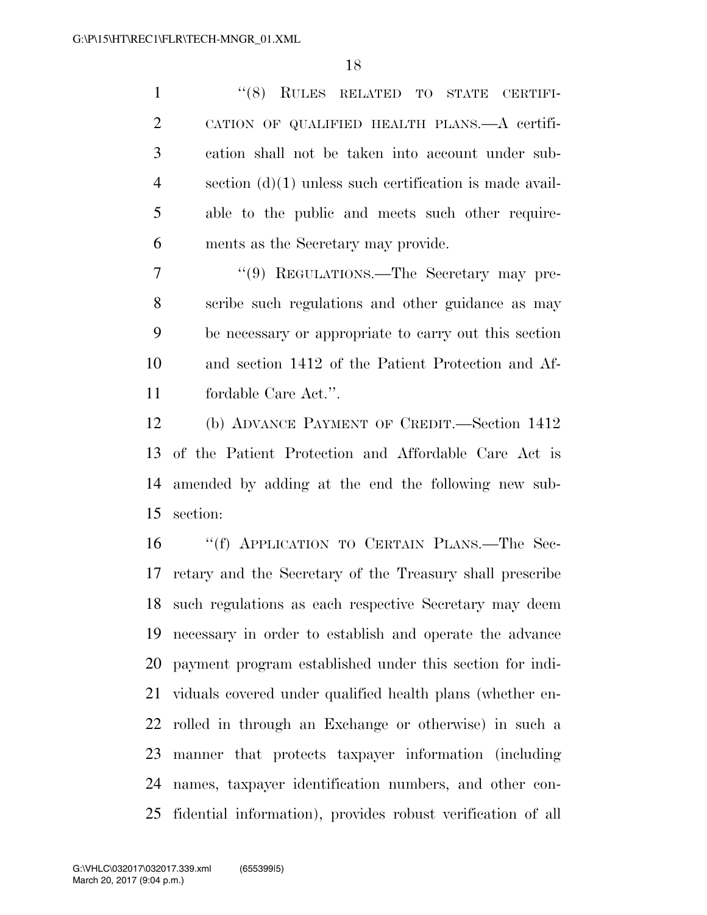"(8) RULES RELATED TO STATE CERTIFICATION OF QUALIFIED HEALTH PLANS.—A certification shall not be taken into account under subsection (d)(1) unless such certification is made available to the public and meets such other requirements as the Secretary may provide.

"(9) REGULATIONS.—The Secretary may prescribe such regulations and other guidance as may be necessary or appropriate to carry out this section and section 1412 of the Patient Protection and Affordable Care Act.".

(b) ADVANCE PAYMENT OF CREDIT.—Section 1412 of the Patient Protection and Affordable Care Act is amended by adding at the end the following new subsection:

"(f) APPLICATION TO CERTAIN PLANS.—The Secretary and the Secretary of the Treasury shall prescribe such regulations as each respective Secretary may deem necessary in order to establish and operate the advance payment program established under this section for individuals covered under qualified health plans (whether enrolled in through an Exchange or otherwise) in such a manner that protects taxpayer information (including names, taxpayer identification numbers, and other confidential information), provides robust verification of all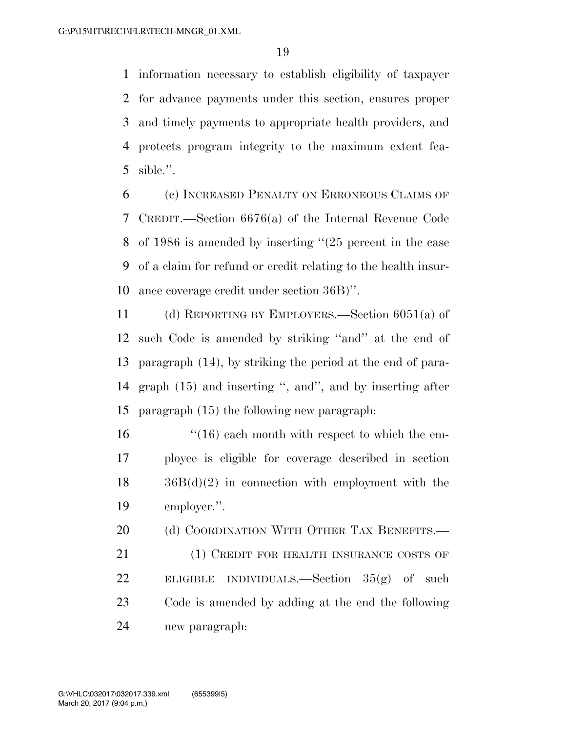information necessary to establish eligibility of taxpayer for advance payments under this section, ensures proper and timely payments to appropriate health providers, and protects program integrity to the maximum extent feasible.''.

(c) INCREASED PENALTY ON ERRONEOUS CLAIMS OF CREDIT.—Section 6676(a) of the Internal Revenue Code of 1986 is amended by inserting ''(25 percent in the case of a claim for refund or credit relating to the health insurance coverage credit under section 36B)''.

(d) REPORTING BY EMPLOYERS.—Section 6051(a) of such Code is amended by striking ''and'' at the end of paragraph (14), by striking the period at the end of paragraph (15) and inserting '', and'', and by inserting after paragraph (15) the following new paragraph:

''(16) each month with respect to which the employee is eligible for coverage described in section 36B(d)(2) in connection with employment with the employer.''.

(d) COORDINATION WITH OTHER TAX BENEFITS.—

(1) CREDIT FOR HEALTH INSURANCE COSTS OF ELIGIBLE INDIVIDUALS.—Section 35(g) of such Code is amended by adding at the end the following new paragraph: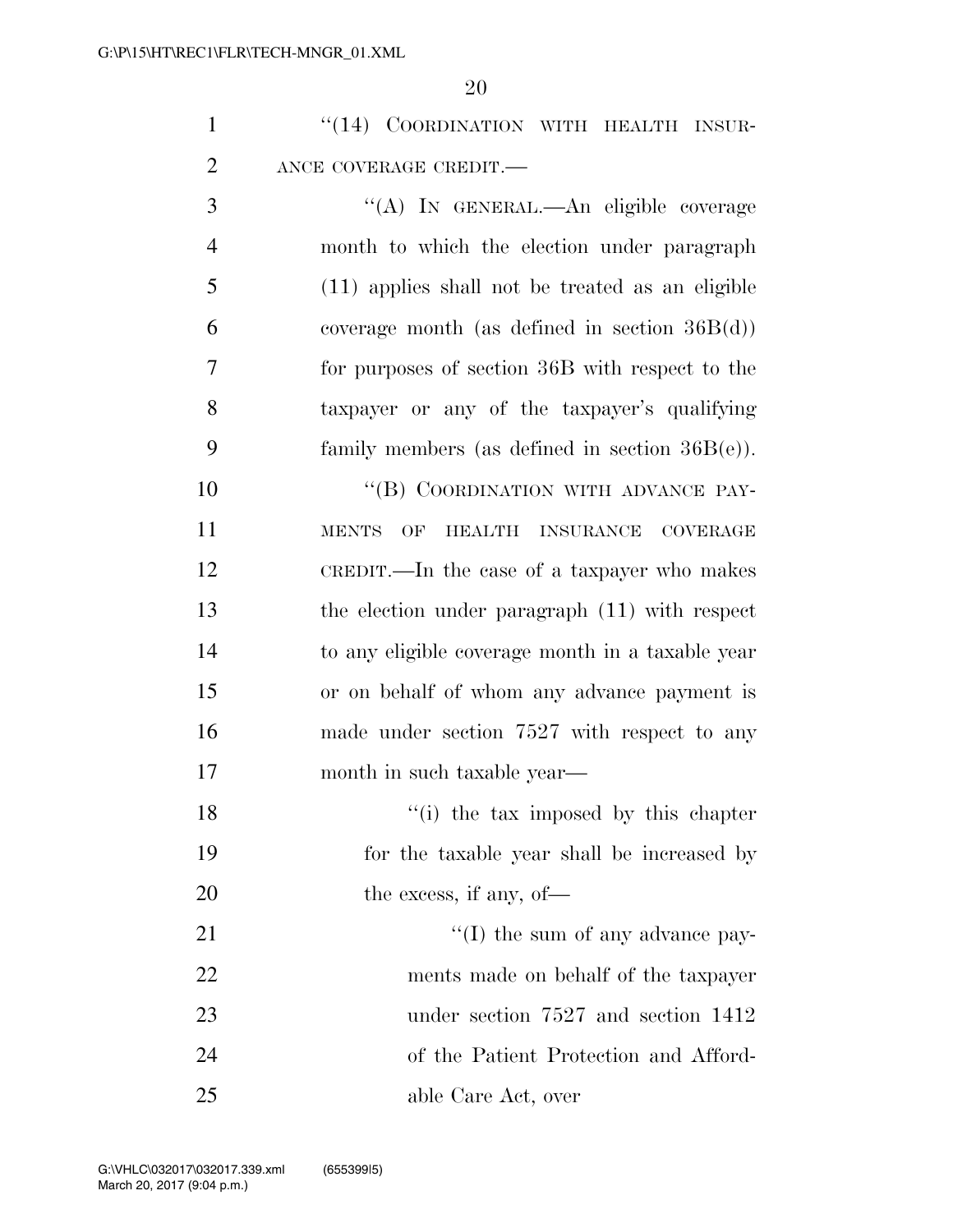"(14) COORDINATION WITH HEALTH INSURANCE COVERAGE CREDIT.—

"(A) IN GENERAL.—An eligible coverage month to which the election under paragraph (11) applies shall not be treated as an eligible coverage month (as defined in section 36B(d)) for purposes of section 36B with respect to the taxpayer or any of the taxpayer's qualifying family members (as defined in section 36B(e)).

"(B) COORDINATION WITH ADVANCE PAYMENTS OF HEALTH INSURANCE COVERAGE CREDIT.—In the case of a taxpayer who makes the election under paragraph (11) with respect to any eligible coverage month in a taxable year or on behalf of whom any advance payment is made under section 7527 with respect to any month in such taxable year—

"(i) the tax imposed by this chapter for the taxable year shall be increased by the excess, if any, of—

"(I) the sum of any advance payments made on behalf of the taxpayer under section 7527 and section 1412 of the Patient Protection and Affordable Care Act, over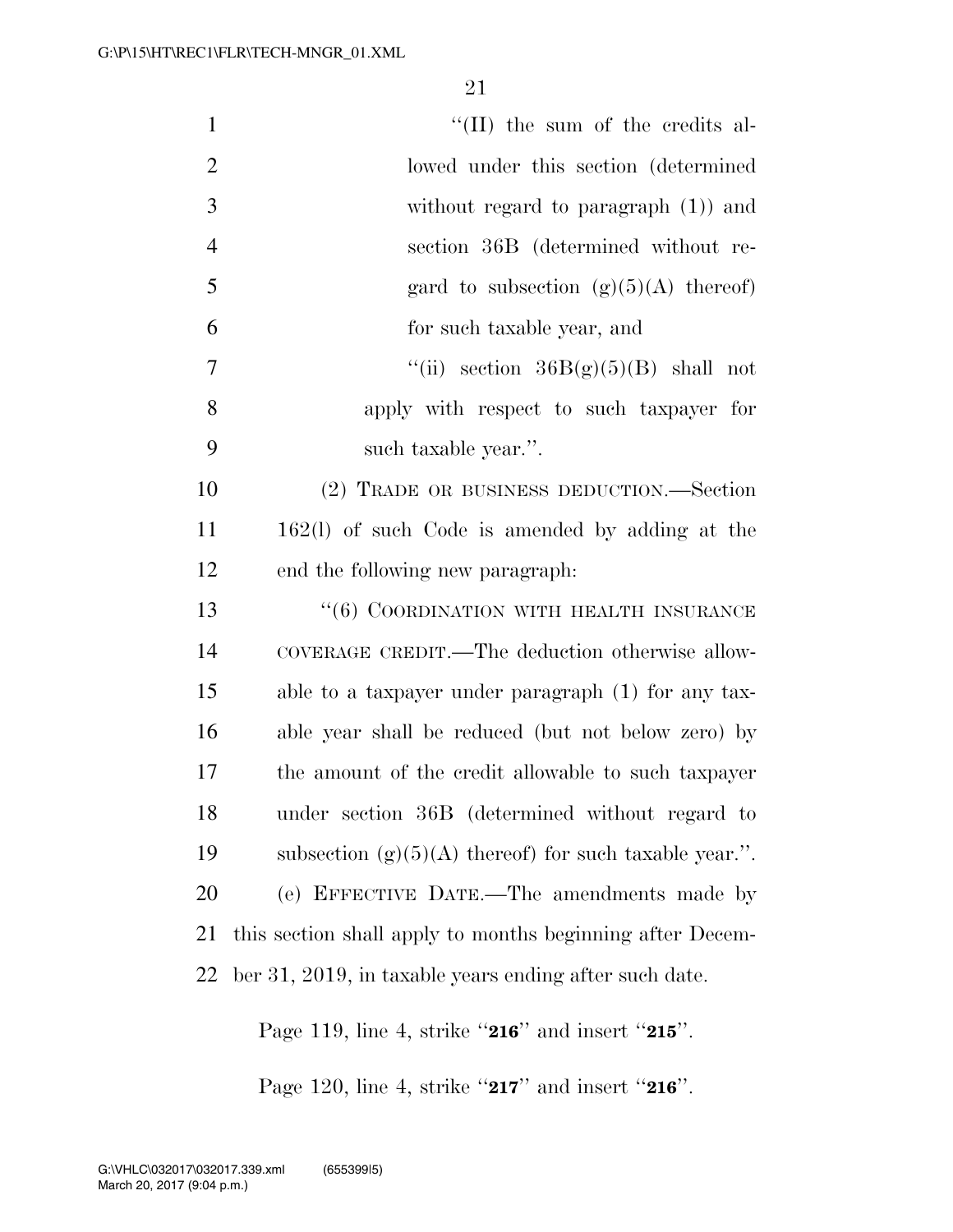"(II) the sum of the credits allowed under this section (determined without regard to paragraph (1)) and section 36B (determined without regard to subsection (g)(5)(A) thereof) for such taxable year, and

"(ii) section 36B(g)(5)(B) shall not apply with respect to such taxpayer for such taxable year.".

(2) TRADE OR BUSINESS DEDUCTION.—Section 162(l) of such Code is amended by adding at the end the following new paragraph:

"(6) COORDINATION WITH HEALTH INSURANCE COVERAGE CREDIT.—The deduction otherwise allowable to a taxpayer under paragraph (1) for any taxable year shall be reduced (but not below zero) by the amount of the credit allowable to such taxpayer under section 36B (determined without regard to subsection (g)(5)(A) thereof) for such taxable year.".

(e) EFFECTIVE DATE.—The amendments made by this section shall apply to months beginning after December 31, 2019, in taxable years ending after such date.

Page 119, line 4, strike "**216**" and insert "**215**".

Page 120, line 4, strike "**217**" and insert "**216**".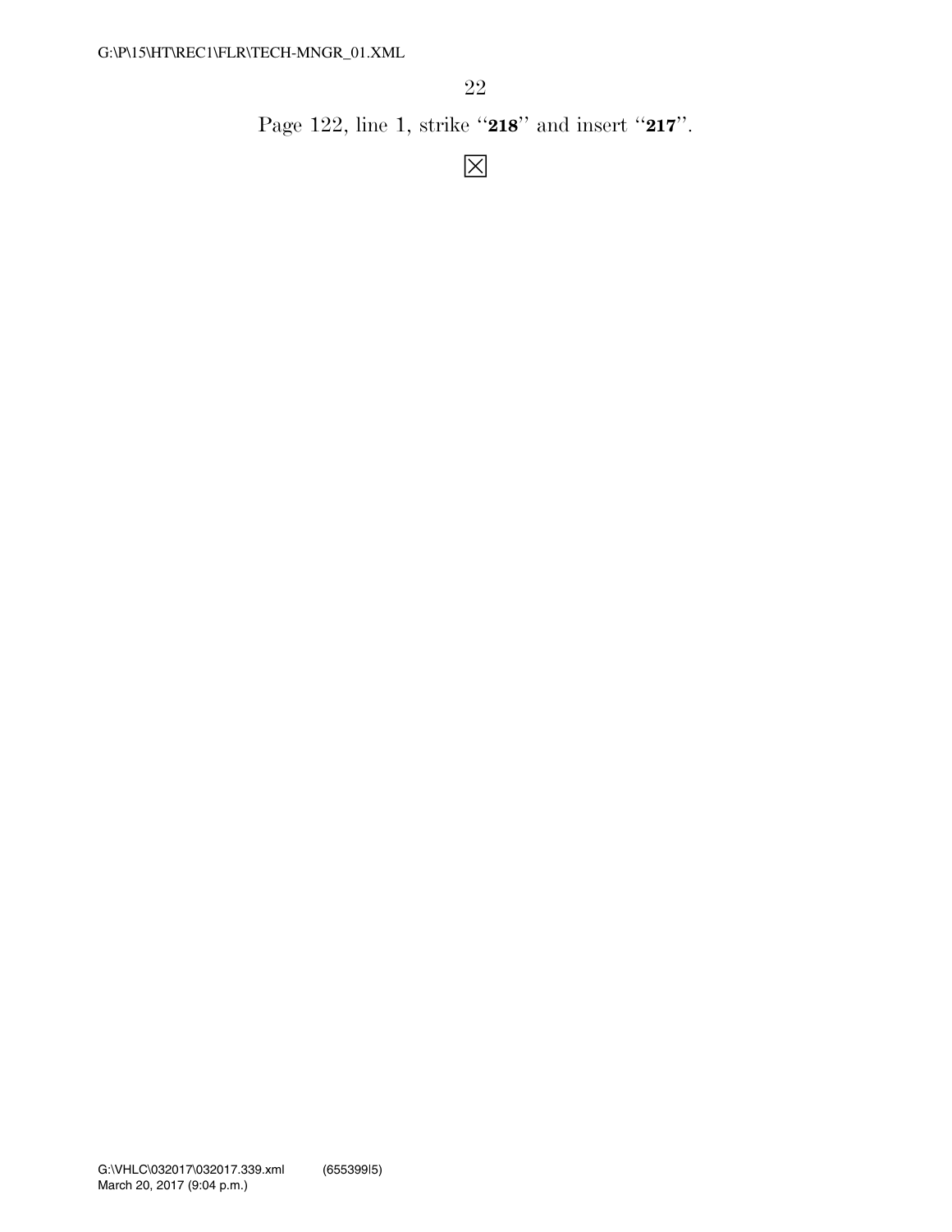Page 122, line 1, strike "**218**" and insert "**217**".

☒